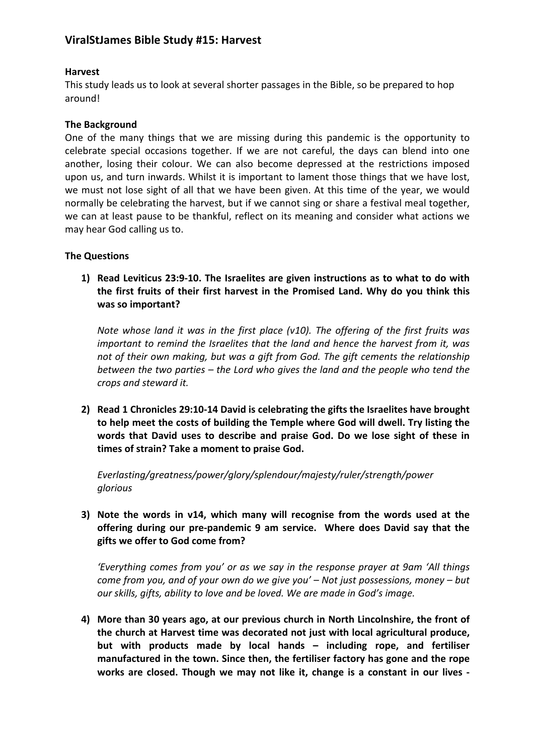# ViralStJames Bible Study #15: Harvest

**Harvest**
This study leads us to look at several shorter passages in the Bible, so be prepared to hop around!

**The Background**
One of the many things that we are missing during this pandemic is the opportunity to celebrate special occasions together. If we are not careful, the days can blend into one another, losing their colour. We can also become depressed at the restrictions imposed upon us, and turn inwards. Whilst it is important to lament those things that we have lost, we must not lose sight of all that we have been given. At this time of the year, we would normally be celebrating the harvest, but if we cannot sing or share a festival meal together, we can at least pause to be thankful, reflect on its meaning and consider what actions we may hear God calling us to.

**The Questions**

1) **Read Leviticus 23:9-10. The Israelites are given instructions as to what to do with the first fruits of their first harvest in the Promised Land. Why do you think this was so important?**

   *Note whose land it was in the first place (v10). The offering of the first fruits was important to remind the Israelites that the land and hence the harvest from it, was not of their own making, but was a gift from God. The gift cements the relationship between the two parties – the Lord who gives the land and the people who tend the crops and steward it.*

2) **Read 1 Chronicles 29:10-14 David is celebrating the gifts the Israelites have brought to help meet the costs of building the Temple where God will dwell. Try listing the words that David uses to describe and praise God. Do we lose sight of these in times of strain? Take a moment to praise God.**

   *Everlasting/greatness/power/glory/splendour/majesty/ruler/strength/power glorious*

3) **Note the words in v14, which many will recognise from the words used at the offering during our pre-pandemic 9 am service. Where does David say that the gifts we offer to God come from?**

   *'Everything comes from you' or as we say in the response prayer at 9am 'All things come from you, and of your own do we give you' – Not just possessions, money – but our skills, gifts, ability to love and be loved. We are made in God's image.*

4) **More than 30 years ago, at our previous church in North Lincolnshire, the front of the church at Harvest time was decorated not just with local agricultural produce, but with products made by local hands – including rope, and fertiliser manufactured in the town. Since then, the fertiliser factory has gone and the rope works are closed. Though we may not like it, change is a constant in our lives -**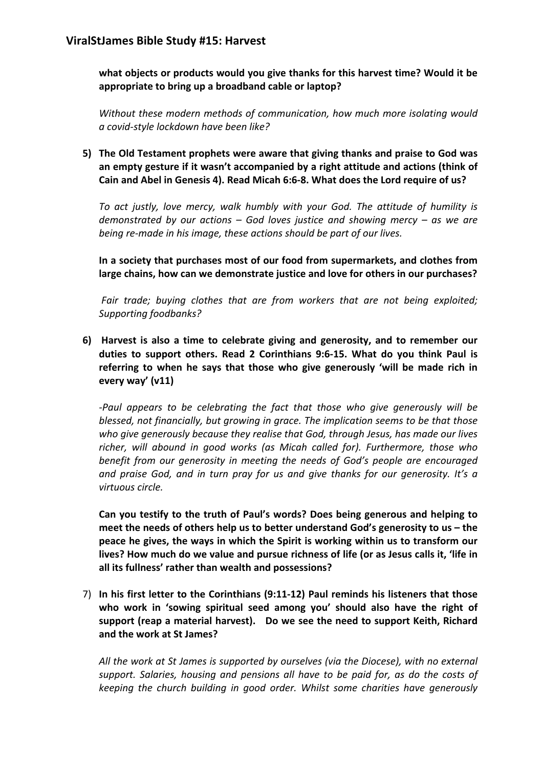**what objects or products would you give thanks for this harvest time? Would it be appropriate to bring up a broadband cable or laptop?**

*Without these modern methods of communication, how much more isolating would a covid-style lockdown have been like?*

5) **The Old Testament prophets were aware that giving thanks and praise to God was an empty gesture if it wasn't accompanied by a right attitude and actions (think of Cain and Abel in Genesis 4). Read Micah 6:6-8. What does the Lord require of us?**

   *To act justly, love mercy, walk humbly with your God. The attitude of humility is demonstrated by our actions – God loves justice and showing mercy – as we are being re-made in his image, these actions should be part of our lives.*

   **In a society that purchases most of our food from supermarkets, and clothes from large chains, how can we demonstrate justice and love for others in our purchases?**

   *Fair trade; buying clothes that are from workers that are not being exploited; Supporting foodbanks?*

6) **Harvest is also a time to celebrate giving and generosity, and to remember our duties to support others. Read 2 Corinthians 9:6-15. What do you think Paul is referring to when he says that those who give generously 'will be made rich in every way' (v11)**

   *-Paul appears to be celebrating the fact that those who give generously will be blessed, not financially, but growing in grace. The implication seems to be that those who give generously because they realise that God, through Jesus, has made our lives richer, will abound in good works (as Micah called for). Furthermore, those who benefit from our generosity in meeting the needs of God's people are encouraged and praise God, and in turn pray for us and give thanks for our generosity. It's a virtuous circle.*

   **Can you testify to the truth of Paul's words? Does being generous and helping to meet the needs of others help us to better understand God's generosity to us – the peace he gives, the ways in which the Spirit is working within us to transform our lives? How much do we value and pursue richness of life (or as Jesus calls it, 'life in all its fullness' rather than wealth and possessions?**

7) **In his first letter to the Corinthians (9:11-12) Paul reminds his listeners that those who work in 'sowing spiritual seed among you' should also have the right of support (reap a material harvest). Do we see the need to support Keith, Richard and the work at St James?**

   *All the work at St James is supported by ourselves (via the Diocese), with no external support. Salaries, housing and pensions all have to be paid for, as do the costs of keeping the church building in good order. Whilst some charities have generously*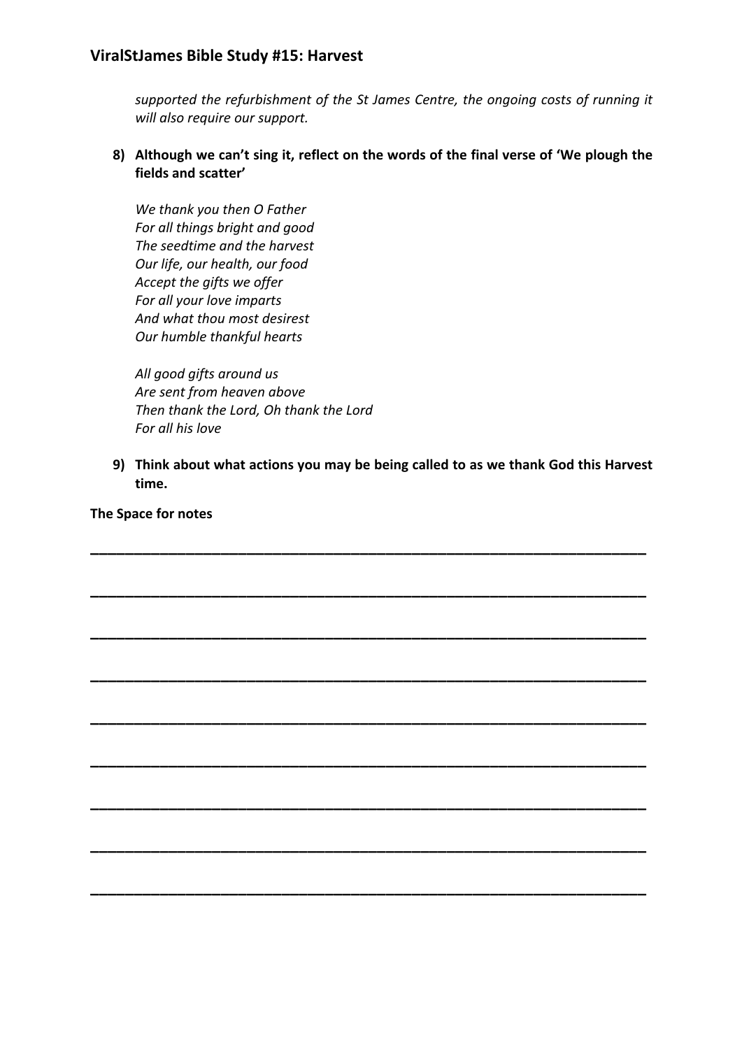*supported the refurbishment of the St James Centre, the ongoing costs of running it will also require our support.*

8) **Although we can't sing it, reflect on the words of the final verse of 'We plough the fields and scatter'**

   *We thank you then O Father*
   *For all things bright and good*
   *The seedtime and the harvest*
   *Our life, our health, our food*
   *Accept the gifts we offer*
   *For all your love imparts*
   *And what thou most desirest*
   *Our humble thankful hearts*

   *All good gifts around us*
   *Are sent from heaven above*
   *Then thank the Lord, Oh thank the Lord*
   *For all his love*

9) **Think about what actions you may be being called to as we thank God this Harvest time.**

**The Space for notes**

\_\_\_\_\_\_\_\_\_\_\_\_\_\_\_\_\_\_\_\_\_\_\_\_\_\_\_\_\_\_\_\_\_\_\_\_\_\_\_\_\_\_\_\_\_\_\_\_\_\_\_\_\_\_\_\_\_\_\_\_\_\_\_\_\_\_\_\_\_\_

\_\_\_\_\_\_\_\_\_\_\_\_\_\_\_\_\_\_\_\_\_\_\_\_\_\_\_\_\_\_\_\_\_\_\_\_\_\_\_\_\_\_\_\_\_\_\_\_\_\_\_\_\_\_\_\_\_\_\_\_\_\_\_\_\_\_\_\_\_\_

\_\_\_\_\_\_\_\_\_\_\_\_\_\_\_\_\_\_\_\_\_\_\_\_\_\_\_\_\_\_\_\_\_\_\_\_\_\_\_\_\_\_\_\_\_\_\_\_\_\_\_\_\_\_\_\_\_\_\_\_\_\_\_\_\_\_\_\_\_\_

\_\_\_\_\_\_\_\_\_\_\_\_\_\_\_\_\_\_\_\_\_\_\_\_\_\_\_\_\_\_\_\_\_\_\_\_\_\_\_\_\_\_\_\_\_\_\_\_\_\_\_\_\_\_\_\_\_\_\_\_\_\_\_\_\_\_\_\_\_\_

\_\_\_\_\_\_\_\_\_\_\_\_\_\_\_\_\_\_\_\_\_\_\_\_\_\_\_\_\_\_\_\_\_\_\_\_\_\_\_\_\_\_\_\_\_\_\_\_\_\_\_\_\_\_\_\_\_\_\_\_\_\_\_\_\_\_\_\_\_\_

\_\_\_\_\_\_\_\_\_\_\_\_\_\_\_\_\_\_\_\_\_\_\_\_\_\_\_\_\_\_\_\_\_\_\_\_\_\_\_\_\_\_\_\_\_\_\_\_\_\_\_\_\_\_\_\_\_\_\_\_\_\_\_\_\_\_\_\_\_\_

\_\_\_\_\_\_\_\_\_\_\_\_\_\_\_\_\_\_\_\_\_\_\_\_\_\_\_\_\_\_\_\_\_\_\_\_\_\_\_\_\_\_\_\_\_\_\_\_\_\_\_\_\_\_\_\_\_\_\_\_\_\_\_\_\_\_\_\_\_\_

\_\_\_\_\_\_\_\_\_\_\_\_\_\_\_\_\_\_\_\_\_\_\_\_\_\_\_\_\_\_\_\_\_\_\_\_\_\_\_\_\_\_\_\_\_\_\_\_\_\_\_\_\_\_\_\_\_\_\_\_\_\_\_\_\_\_\_\_\_\_

\_\_\_\_\_\_\_\_\_\_\_\_\_\_\_\_\_\_\_\_\_\_\_\_\_\_\_\_\_\_\_\_\_\_\_\_\_\_\_\_\_\_\_\_\_\_\_\_\_\_\_\_\_\_\_\_\_\_\_\_\_\_\_\_\_\_\_\_\_\_